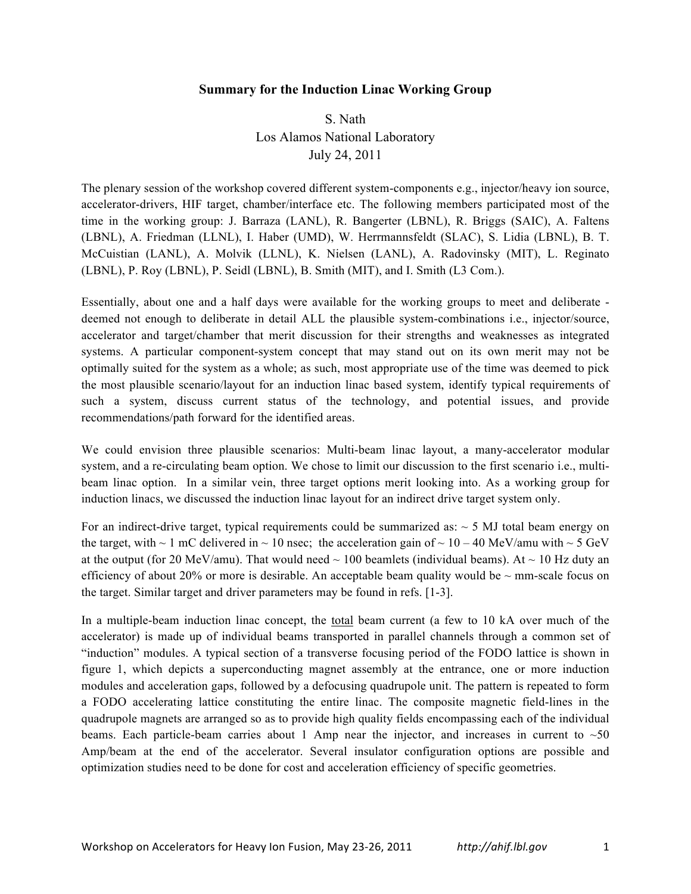# Summary for the Induction Linac Working Group

S. Nath
Los Alamos National Laboratory
July 24, 2011

The plenary session of the workshop covered different system-components e.g., injector/heavy ion source, accelerator-drivers, HIF target, chamber/interface etc. The following members participated most of the time in the working group: J. Barraza (LANL), R. Bangerter (LBNL), R. Briggs (SAIC), A. Faltens (LBNL), A. Friedman (LLNL), I. Haber (UMD), W. Herrmannsfeldt (SLAC), S. Lidia (LBNL), B. T. McCuistian (LANL), A. Molvik (LLNL), K. Nielsen (LANL), A. Radovinsky (MIT), L. Reginato (LBNL), P. Roy (LBNL), P. Seidl (LBNL), B. Smith (MIT), and I. Smith (L3 Com.).

Essentially, about one and a half days were available for the working groups to meet and deliberate - deemed not enough to deliberate in detail ALL the plausible system-combinations i.e., injector/source, accelerator and target/chamber that merit discussion for their strengths and weaknesses as integrated systems. A particular component-system concept that may stand out on its own merit may not be optimally suited for the system as a whole; as such, most appropriate use of the time was deemed to pick the most plausible scenario/layout for an induction linac based system, identify typical requirements of such a system, discuss current status of the technology, and potential issues, and provide recommendations/path forward for the identified areas.

We could envision three plausible scenarios: Multi-beam linac layout, a many-accelerator modular system, and a re-circulating beam option. We chose to limit our discussion to the first scenario i.e., multi-beam linac option. In a similar vein, three target options merit looking into. As a working group for induction linacs, we discussed the induction linac layout for an indirect drive target system only.

For an indirect-drive target, typical requirements could be summarized as: ~ 5 MJ total beam energy on the target, with ~ 1 mC delivered in ~ 10 nsec; the acceleration gain of ~ 10 – 40 MeV/amu with ~ 5 GeV at the output (for 20 MeV/amu). That would need ~ 100 beamlets (individual beams). At ~ 10 Hz duty an efficiency of about 20% or more is desirable. An acceptable beam quality would be ~ mm-scale focus on the target. Similar target and driver parameters may be found in refs. [1-3].

In a multiple-beam induction linac concept, the <u>total</u> beam current (a few to 10 kA over much of the accelerator) is made up of individual beams transported in parallel channels through a common set of "induction" modules. A typical section of a transverse focusing period of the FODO lattice is shown in figure 1, which depicts a superconducting magnet assembly at the entrance, one or more induction modules and acceleration gaps, followed by a defocusing quadrupole unit. The pattern is repeated to form a FODO accelerating lattice constituting the entire linac. The composite magnetic field-lines in the quadrupole magnets are arranged so as to provide high quality fields encompassing each of the individual beams. Each particle-beam carries about 1 Amp near the injector, and increases in current to ~50 Amp/beam at the end of the accelerator. Several insulator configuration options are possible and optimization studies need to be done for cost and acceleration efficiency of specific geometries.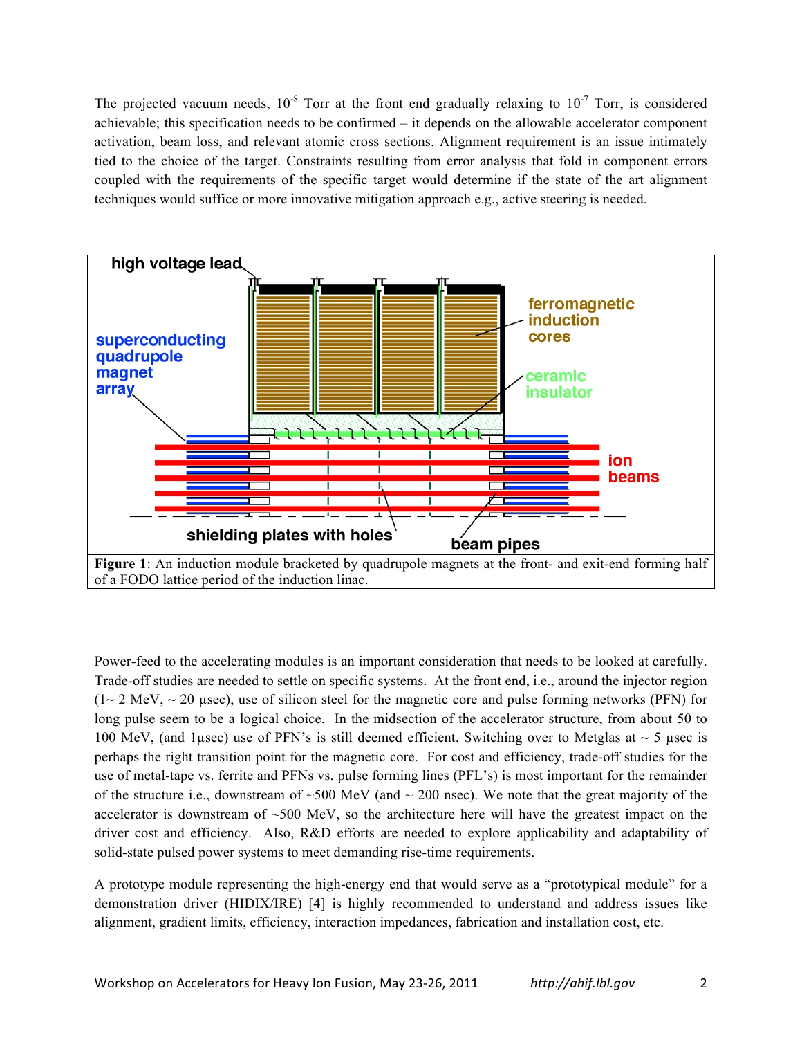The projected vacuum needs, $10^{-8}$ Torr at the front end gradually relaxing to $10^{-7}$ Torr, is considered achievable; this specification needs to be confirmed – it depends on the allowable accelerator component activation, beam loss, and relevant atomic cross sections. Alignment requirement is an issue intimately tied to the choice of the target. Constraints resulting from error analysis that fold in component errors coupled with the requirements of the specific target would determine if the state of the art alignment techniques would suffice or more innovative mitigation approach e.g., active steering is needed.

**Figure 1**: An induction module bracketed by quadrupole magnets at the front- and exit-end forming half of a FODO lattice period of the induction linac.

Power-feed to the accelerating modules is an important consideration that needs to be looked at carefully. Trade-off studies are needed to settle on specific systems. At the front end, i.e., around the injector region (1~ 2 MeV, ~ 20 µsec), use of silicon steel for the magnetic core and pulse forming networks (PFN) for long pulse seem to be a logical choice. In the midsection of the accelerator structure, from about 50 to 100 MeV, (and 1µsec) use of PFN's is still deemed efficient. Switching over to Metglas at ~ 5 µsec is perhaps the right transition point for the magnetic core. For cost and efficiency, trade-off studies for the use of metal-tape vs. ferrite and PFNs vs. pulse forming lines (PFL's) is most important for the remainder of the structure i.e., downstream of ~500 MeV (and ~ 200 nsec). We note that the great majority of the accelerator is downstream of ~500 MeV, so the architecture here will have the greatest impact on the driver cost and efficiency. Also, R&D efforts are needed to explore applicability and adaptability of solid-state pulsed power systems to meet demanding rise-time requirements.

A prototype module representing the high-energy end that would serve as a "prototypical module" for a demonstration driver (HIDIX/IRE) [4] is highly recommended to understand and address issues like alignment, gradient limits, efficiency, interaction impedances, fabrication and installation cost, etc.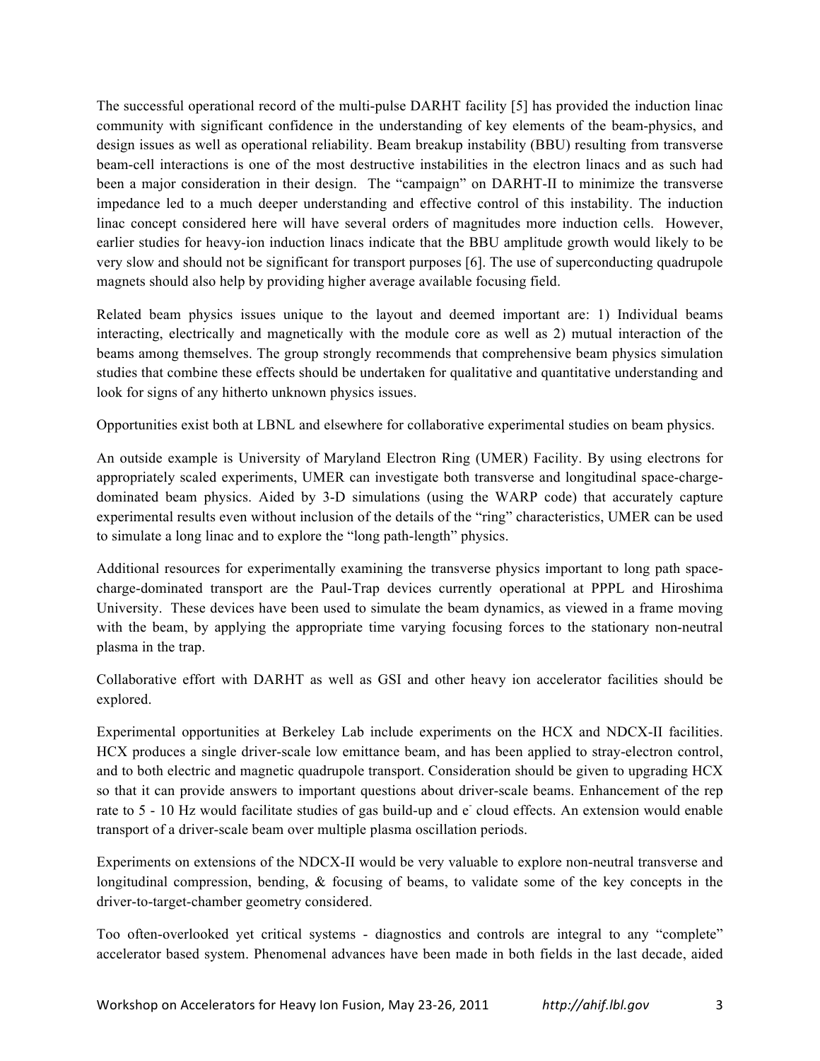The successful operational record of the multi-pulse DARHT facility [5] has provided the induction linac community with significant confidence in the understanding of key elements of the beam-physics, and design issues as well as operational reliability. Beam breakup instability (BBU) resulting from transverse beam-cell interactions is one of the most destructive instabilities in the electron linacs and as such had been a major consideration in their design. The "campaign" on DARHT-II to minimize the transverse impedance led to a much deeper understanding and effective control of this instability. The induction linac concept considered here will have several orders of magnitudes more induction cells. However, earlier studies for heavy-ion induction linacs indicate that the BBU amplitude growth would likely to be very slow and should not be significant for transport purposes [6]. The use of superconducting quadrupole magnets should also help by providing higher average available focusing field.

Related beam physics issues unique to the layout and deemed important are: 1) Individual beams interacting, electrically and magnetically with the module core as well as 2) mutual interaction of the beams among themselves. The group strongly recommends that comprehensive beam physics simulation studies that combine these effects should be undertaken for qualitative and quantitative understanding and look for signs of any hitherto unknown physics issues.

Opportunities exist both at LBNL and elsewhere for collaborative experimental studies on beam physics.

An outside example is University of Maryland Electron Ring (UMER) Facility. By using electrons for appropriately scaled experiments, UMER can investigate both transverse and longitudinal space-charge-dominated beam physics. Aided by 3-D simulations (using the WARP code) that accurately capture experimental results even without inclusion of the details of the "ring" characteristics, UMER can be used to simulate a long linac and to explore the "long path-length" physics.

Additional resources for experimentally examining the transverse physics important to long path space-charge-dominated transport are the Paul-Trap devices currently operational at PPPL and Hiroshima University. These devices have been used to simulate the beam dynamics, as viewed in a frame moving with the beam, by applying the appropriate time varying focusing forces to the stationary non-neutral plasma in the trap.

Collaborative effort with DARHT as well as GSI and other heavy ion accelerator facilities should be explored.

Experimental opportunities at Berkeley Lab include experiments on the HCX and NDCX-II facilities. HCX produces a single driver-scale low emittance beam, and has been applied to stray-electron control, and to both electric and magnetic quadrupole transport. Consideration should be given to upgrading HCX so that it can provide answers to important questions about driver-scale beams. Enhancement of the rep rate to 5 - 10 Hz would facilitate studies of gas build-up and $e^-$ cloud effects. An extension would enable transport of a driver-scale beam over multiple plasma oscillation periods.

Experiments on extensions of the NDCX-II would be very valuable to explore non-neutral transverse and longitudinal compression, bending, & focusing of beams, to validate some of the key concepts in the driver-to-target-chamber geometry considered.

Too often-overlooked yet critical systems - diagnostics and controls are integral to any "complete" accelerator based system. Phenomenal advances have been made in both fields in the last decade, aided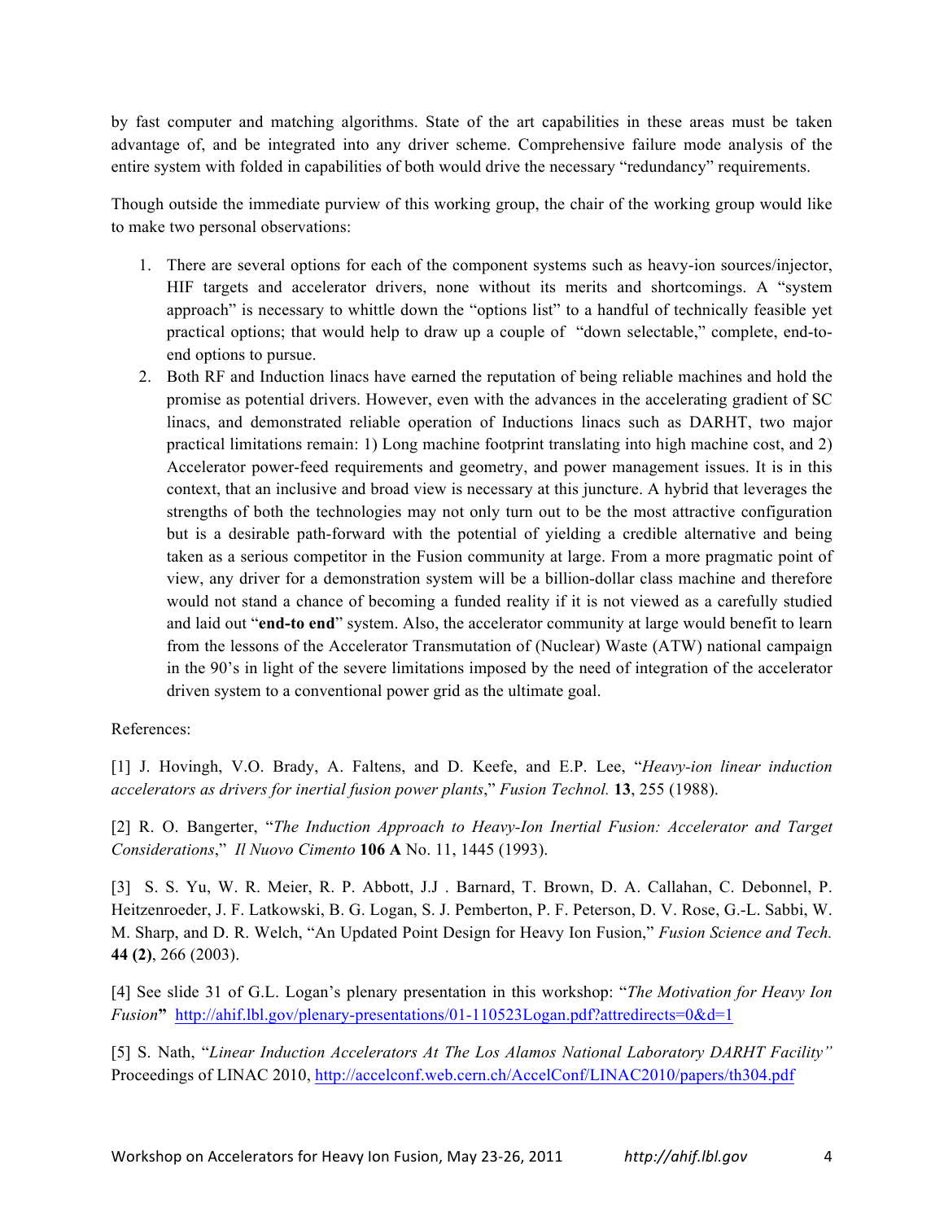by fast computer and matching algorithms. State of the art capabilities in these areas must be taken advantage of, and be integrated into any driver scheme. Comprehensive failure mode analysis of the entire system with folded in capabilities of both would drive the necessary "redundancy" requirements.

Though outside the immediate purview of this working group, the chair of the working group would like to make two personal observations:

1. There are several options for each of the component systems such as heavy-ion sources/injector, HIF targets and accelerator drivers, none without its merits and shortcomings. A "system approach" is necessary to whittle down the "options list" to a handful of technically feasible yet practical options; that would help to draw up a couple of "down selectable," complete, end-to-end options to pursue.
2. Both RF and Induction linacs have earned the reputation of being reliable machines and hold the promise as potential drivers. However, even with the advances in the accelerating gradient of SC linacs, and demonstrated reliable operation of Inductions linacs such as DARHT, two major practical limitations remain: 1) Long machine footprint translating into high machine cost, and 2) Accelerator power-feed requirements and geometry, and power management issues. It is in this context, that an inclusive and broad view is necessary at this juncture. A hybrid that leverages the strengths of both the technologies may not only turn out to be the most attractive configuration but is a desirable path-forward with the potential of yielding a credible alternative and being taken as a serious competitor in the Fusion community at large. From a more pragmatic point of view, any driver for a demonstration system will be a billion-dollar class machine and therefore would not stand a chance of becoming a funded reality if it is not viewed as a carefully studied and laid out "**end-to end**" system. Also, the accelerator community at large would benefit to learn from the lessons of the Accelerator Transmutation of (Nuclear) Waste (ATW) national campaign in the 90's in light of the severe limitations imposed by the need of integration of the accelerator driven system to a conventional power grid as the ultimate goal.

References:

[1] J. Hovingh, V.O. Brady, A. Faltens, and D. Keefe, and E.P. Lee, "*Heavy-ion linear induction accelerators as drivers for inertial fusion power plants*," *Fusion Technol.* **13**, 255 (1988).

[2] R. O. Bangerter, "*The Induction Approach to Heavy-Ion Inertial Fusion: Accelerator and Target Considerations*," *Il Nuovo Cimento* **106 A** No. 11, 1445 (1993).

[3] S. S. Yu, W. R. Meier, R. P. Abbott, J.J . Barnard, T. Brown, D. A. Callahan, C. Debonnel, P. Heitzenroeder, J. F. Latkowski, B. G. Logan, S. J. Pemberton, P. F. Peterson, D. V. Rose, G.-L. Sabbi, W. M. Sharp, and D. R. Welch, "An Updated Point Design for Heavy Ion Fusion," *Fusion Science and Tech.* **44 (2)**, 266 (2003).

[4] See slide 31 of G.L. Logan's plenary presentation in this workshop: "*The Motivation for Heavy Ion Fusion*" http://ahif.lbl.gov/plenary-presentations/01-110523Logan.pdf?attredirects=0&d=1

[5] S. Nath, "*Linear Induction Accelerators At The Los Alamos National Laboratory DARHT Facility*" Proceedings of LINAC 2010, http://accelconf.web.cern.ch/AccelConf/LINAC2010/papers/th304.pdf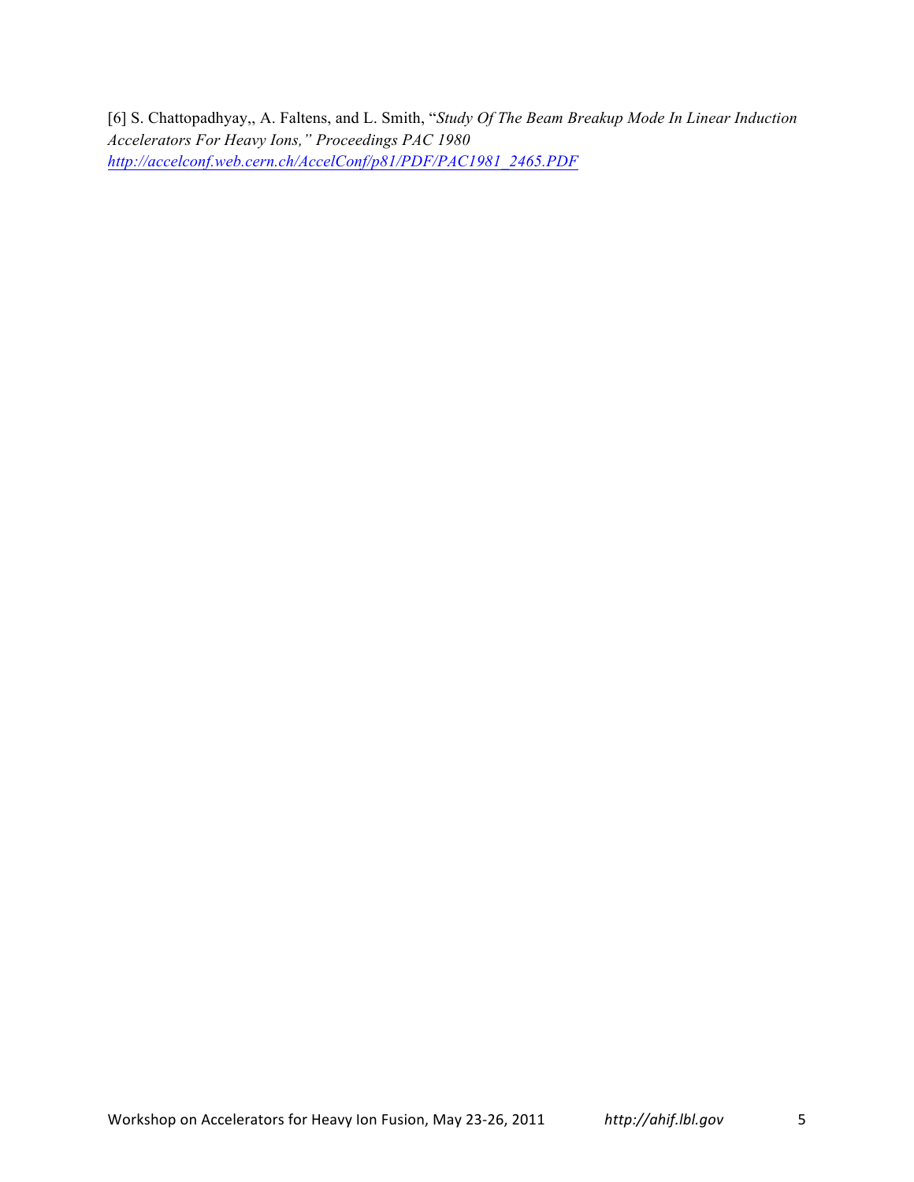[6] S. Chattopadhyay,, A. Faltens, and L. Smith, "*Study Of The Beam Breakup Mode In Linear Induction Accelerators For Heavy Ions," Proceedings PAC 1980*
*http://accelconf.web.cern.ch/AccelConf/p81/PDF/PAC1981_2465.PDF*